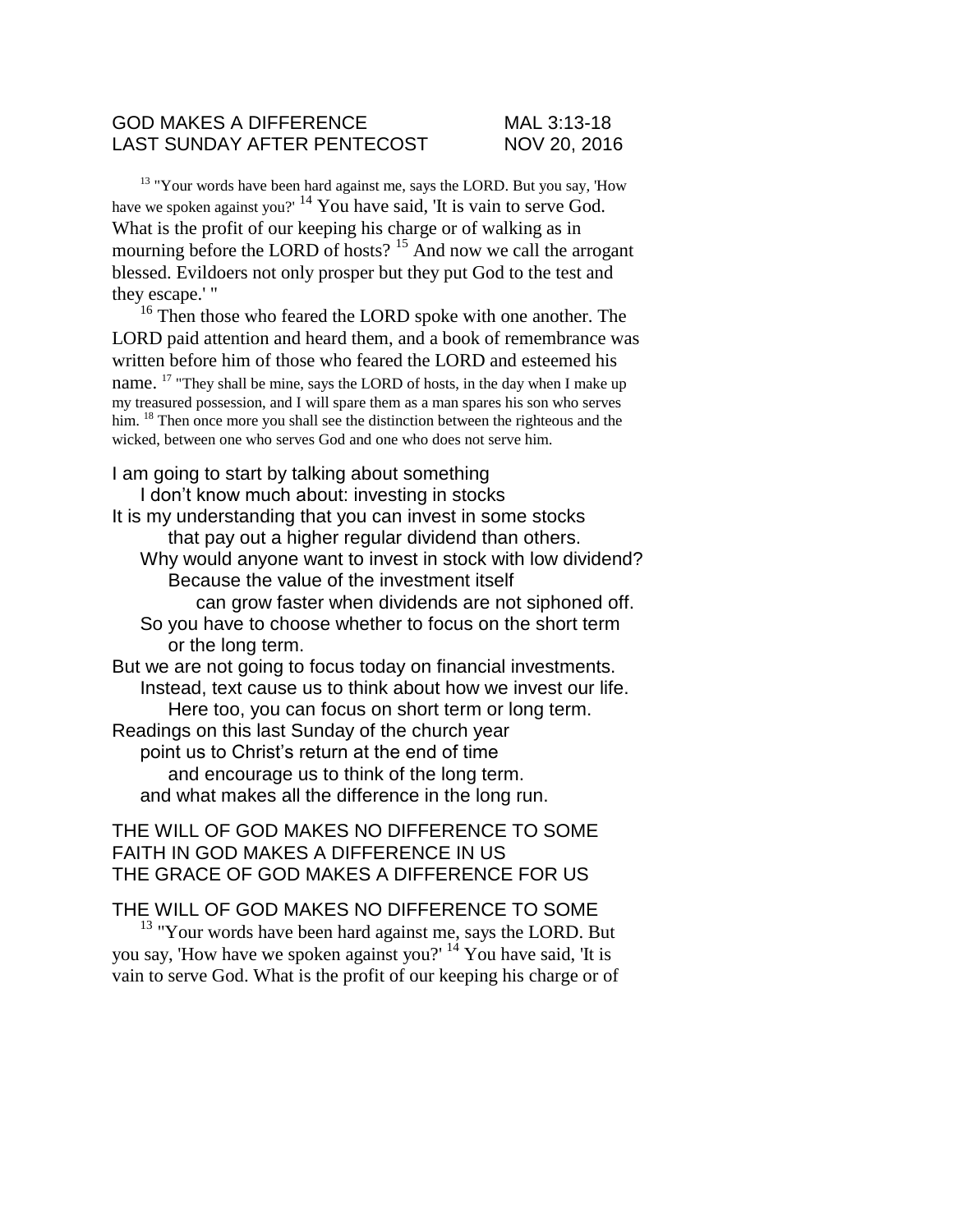GOD MAKES A DIFFERENCE MAL 3:13-18
LAST SUNDAY AFTER PENTECOST NOV 20, 2016

[13] "Your words have been hard against me, says the LORD. But you say, 'How have we spoken against you?' [14] You have said, 'It is vain to serve God. What is the profit of our keeping his charge or of walking as in mourning before the LORD of hosts? [15] And now we call the arrogant blessed. Evildoers not only prosper but they put God to the test and they escape.' "

[16] Then those who feared the LORD spoke with one another. The LORD paid attention and heard them, and a book of remembrance was written before him of those who feared the LORD and esteemed his name. [17] "They shall be mine, says the LORD of hosts, in the day when I make up my treasured possession, and I will spare them as a man spares his son who serves him. [18] Then once more you shall see the distinction between the righteous and the wicked, between one who serves God and one who does not serve him.

I am going to start by talking about something
I don't know much about: investing in stocks
It is my understanding that you can invest in some stocks
that pay out a higher regular dividend than others.
Why would anyone want to invest in stock with low dividend?
Because the value of the investment itself
can grow faster when dividends are not siphoned off.
So you have to choose whether to focus on the short term
or the long term.
But we are not going to focus today on financial investments.
Instead, text cause us to think about how we invest our life.
Here too, you can focus on short term or long term.
Readings on this last Sunday of the church year
point us to Christ's return at the end of time
and encourage us to think of the long term.
and what makes all the difference in the long run.

THE WILL OF GOD MAKES NO DIFFERENCE TO SOME
FAITH IN GOD MAKES A DIFFERENCE IN US
THE GRACE OF GOD MAKES A DIFFERENCE FOR US

THE WILL OF GOD MAKES NO DIFFERENCE TO SOME

[13] "Your words have been hard against me, says the LORD. But you say, 'How have we spoken against you?' [14] You have said, 'It is vain to serve God. What is the profit of our keeping his charge or of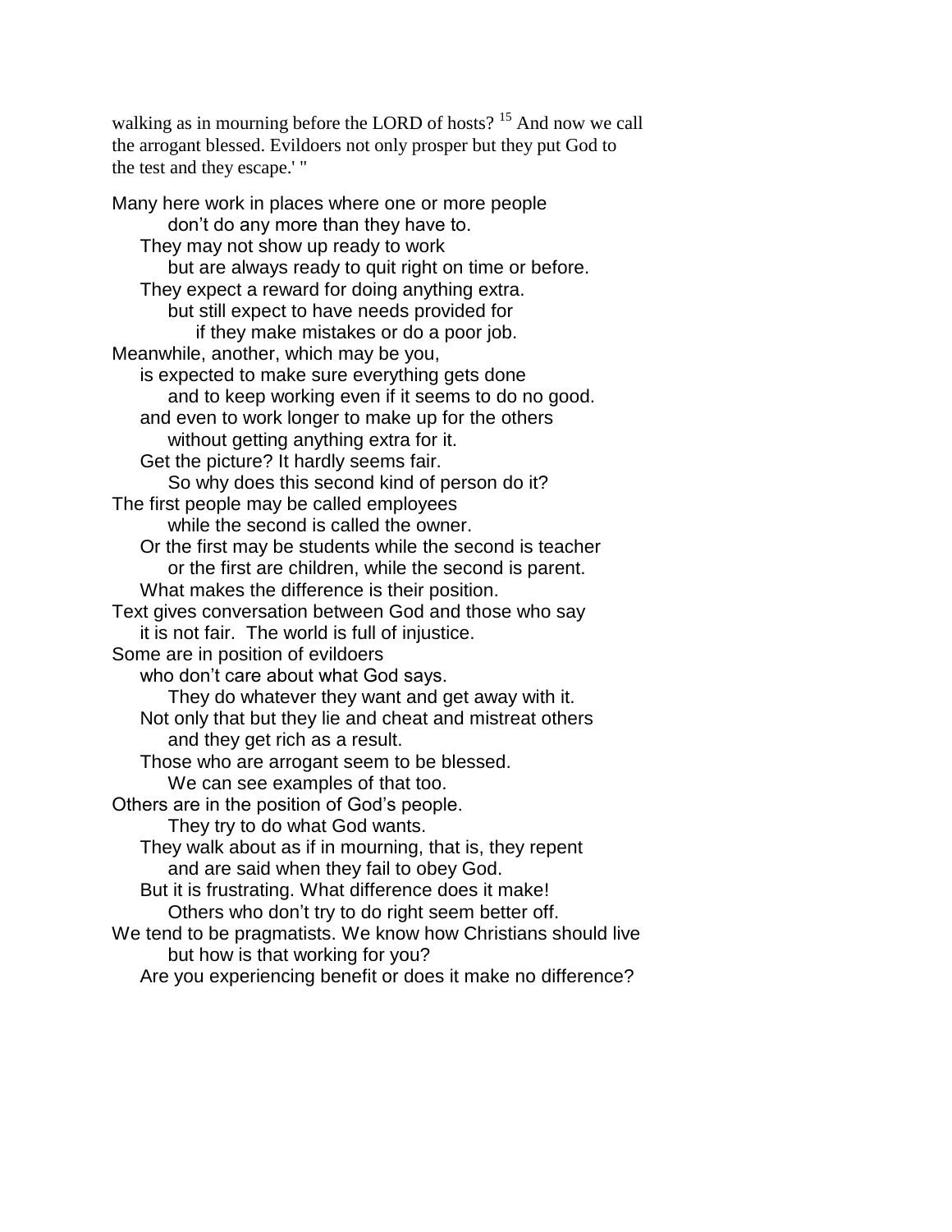walking as in mourning before the LORD of hosts? [15] And now we call the arrogant blessed. Evildoers not only prosper but they put God to the test and they escape.' "

Many here work in places where one or more people
 don't do any more than they have to.
 They may not show up ready to work
 but are always ready to quit right on time or before.
 They expect a reward for doing anything extra.
 but still expect to have needs provided for
 if they make mistakes or do a poor job.
Meanwhile, another, which may be you,
 is expected to make sure everything gets done
 and to keep working even if it seems to do no good.
 and even to work longer to make up for the others
 without getting anything extra for it.
 Get the picture? It hardly seems fair.
 So why does this second kind of person do it?
The first people may be called employees
 while the second is called the owner.
 Or the first may be students while the second is teacher
 or the first are children, while the second is parent.
 What makes the difference is their position.
Text gives conversation between God and those who say
 it is not fair. The world is full of injustice.
Some are in position of evildoers
 who don't care about what God says.
 They do whatever they want and get away with it.
 Not only that but they lie and cheat and mistreat others
 and they get rich as a result.
 Those who are arrogant seem to be blessed.
 We can see examples of that too.
Others are in the position of God's people.
 They try to do what God wants.
 They walk about as if in mourning, that is, they repent
 and are said when they fail to obey God.
 But it is frustrating. What difference does it make!
 Others who don't try to do right seem better off.
We tend to be pragmatists. We know how Christians should live
 but how is that working for you?
 Are you experiencing benefit or does it make no difference?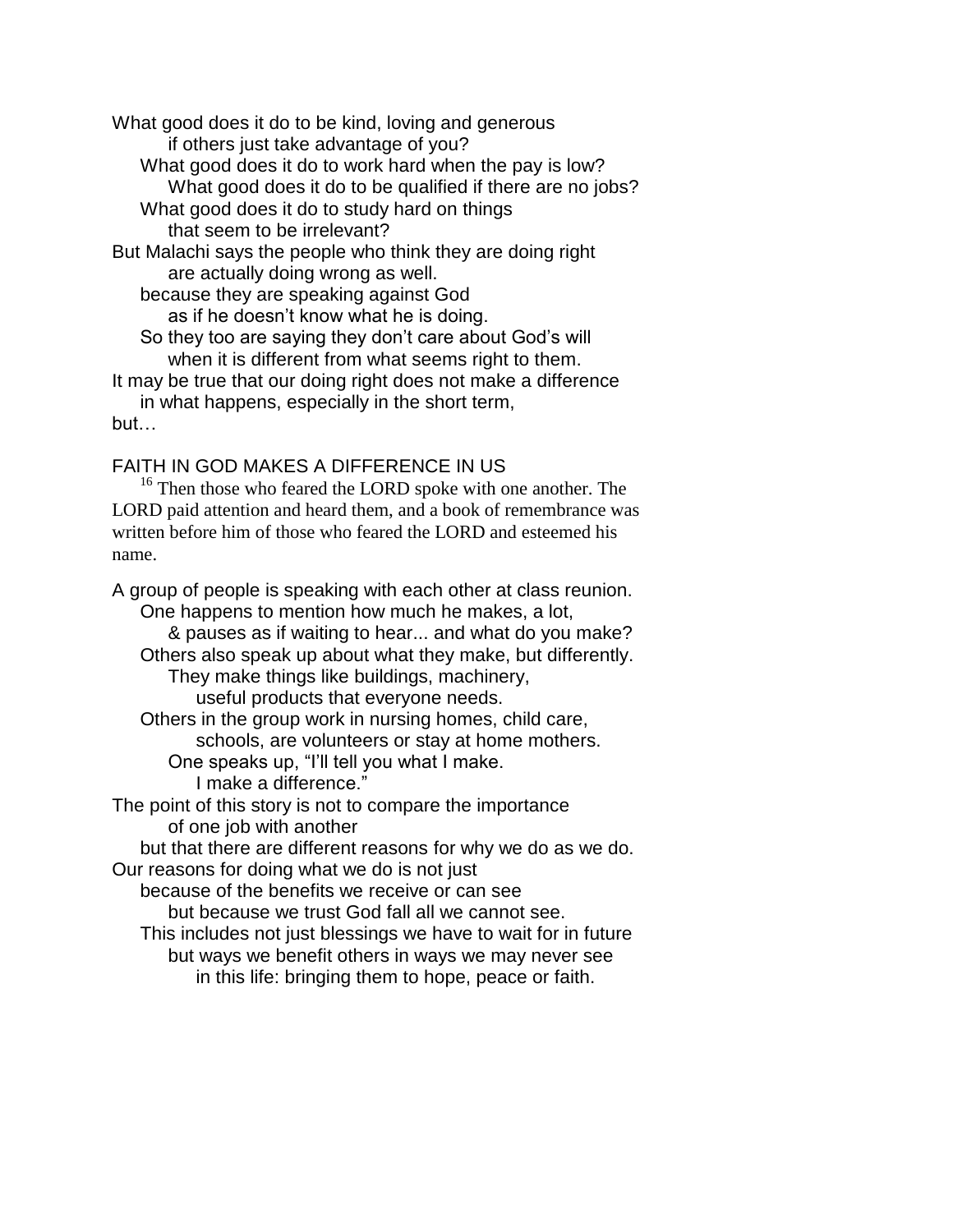What good does it do to be kind, loving and generous
if others just take advantage of you?
What good does it do to work hard when the pay is low?
What good does it do to be qualified if there are no jobs?
What good does it do to study hard on things
that seem to be irrelevant?
But Malachi says the people who think they are doing right
are actually doing wrong as well.
because they are speaking against God
as if he doesn't know what he is doing.
So they too are saying they don't care about God's will
when it is different from what seems right to them.
It may be true that our doing right does not make a difference
in what happens, especially in the short term,
but…

## FAITH IN GOD MAKES A DIFFERENCE IN US

16 Then those who feared the LORD spoke with one another. The LORD paid attention and heard them, and a book of remembrance was written before him of those who feared the LORD and esteemed his name.

A group of people is speaking with each other at class reunion.
One happens to mention how much he makes, a lot,
& pauses as if waiting to hear... and what do you make?
Others also speak up about what they make, but differently.
They make things like buildings, machinery,
useful products that everyone needs.
Others in the group work in nursing homes, child care,
schools, are volunteers or stay at home mothers.
One speaks up, "I'll tell you what I make.
I make a difference."
The point of this story is not to compare the importance
of one job with another
but that there are different reasons for why we do as we do.
Our reasons for doing what we do is not just
because of the benefits we receive or can see
but because we trust God fall all we cannot see.
This includes not just blessings we have to wait for in future
but ways we benefit others in ways we may never see
in this life: bringing them to hope, peace or faith.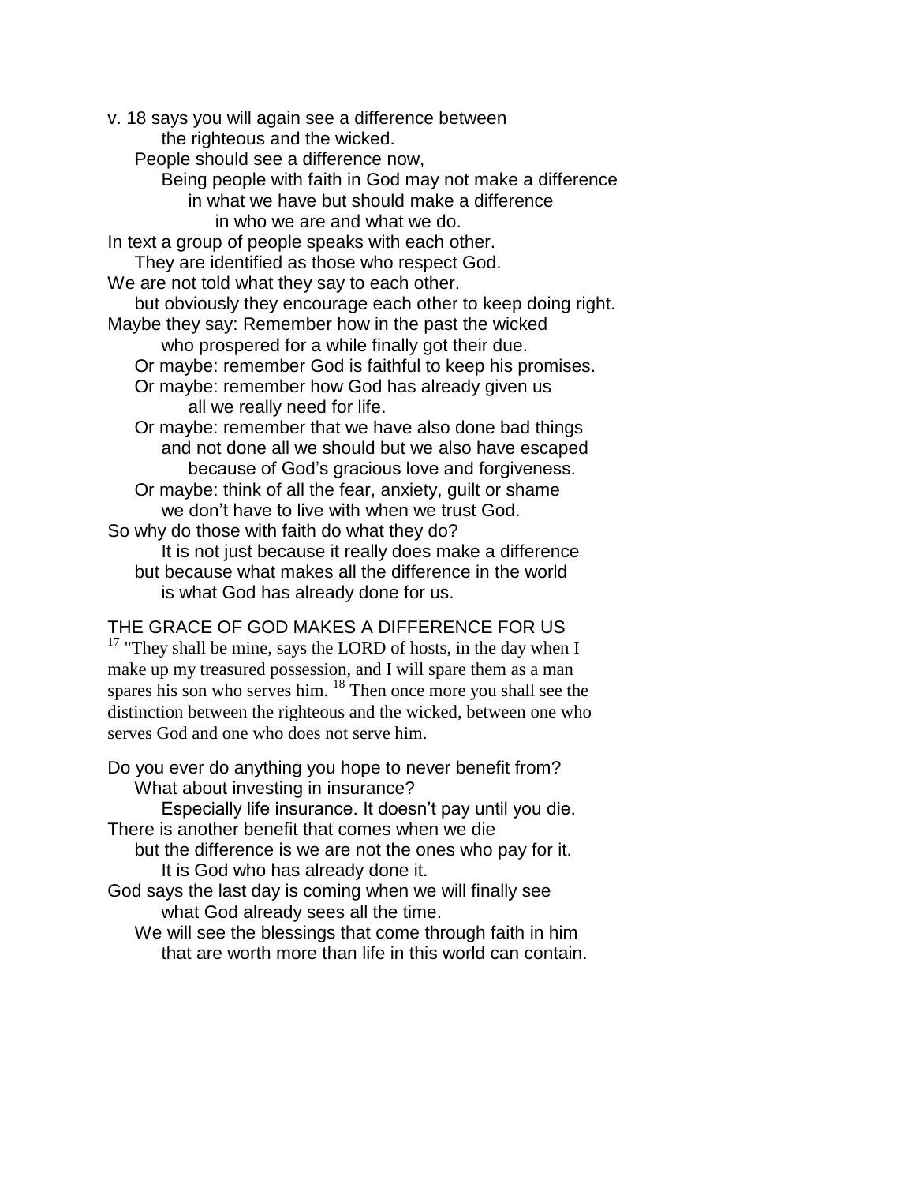v. 18 says you will again see a difference between
the righteous and the wicked.
People should see a difference now,
Being people with faith in God may not make a difference
in what we have but should make a difference
in who we are and what we do.
In text a group of people speaks with each other.
They are identified as those who respect God.
We are not told what they say to each other.
but obviously they encourage each other to keep doing right.
Maybe they say: Remember how in the past the wicked
who prospered for a while finally got their due.
Or maybe: remember God is faithful to keep his promises.
Or maybe: remember how God has already given us
all we really need for life.
Or maybe: remember that we have also done bad things
and not done all we should but we also have escaped
because of God's gracious love and forgiveness.
Or maybe: think of all the fear, anxiety, guilt or shame
we don't have to live with when we trust God.
So why do those with faith do what they do?
It is not just because it really does make a difference
but because what makes all the difference in the world
is what God has already done for us.

THE GRACE OF GOD MAKES A DIFFERENCE FOR US

[17] "They shall be mine, says the LORD of hosts, in the day when I make up my treasured possession, and I will spare them as a man spares his son who serves him. [18] Then once more you shall see the distinction between the righteous and the wicked, between one who serves God and one who does not serve him.

Do you ever do anything you hope to never benefit from?
What about investing in insurance?
Especially life insurance. It doesn't pay until you die.
There is another benefit that comes when we die
but the difference is we are not the ones who pay for it.
It is God who has already done it.
God says the last day is coming when we will finally see
what God already sees all the time.
We will see the blessings that come through faith in him
that are worth more than life in this world can contain.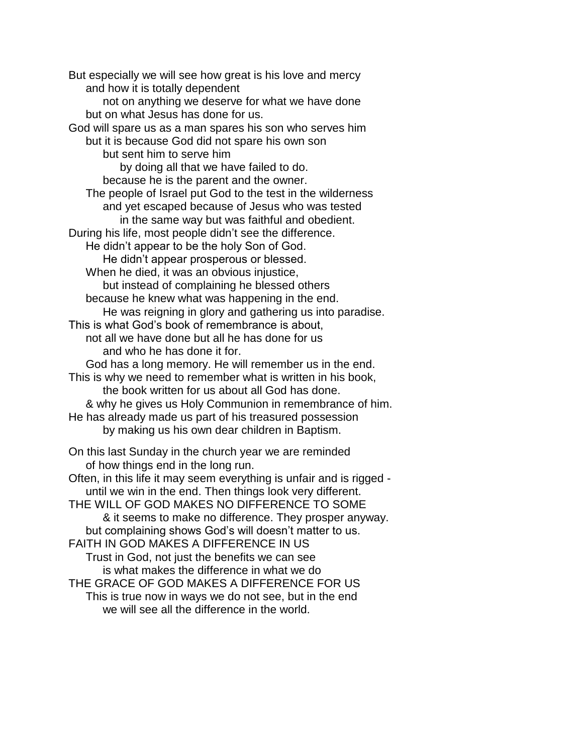But especially we will see how great is his love and mercy
and how it is totally dependent
not on anything we deserve for what we have done
but on what Jesus has done for us.
God will spare us as a man spares his son who serves him
but it is because God did not spare his own son
but sent him to serve him
by doing all that we have failed to do.
because he is the parent and the owner.
The people of Israel put God to the test in the wilderness
and yet escaped because of Jesus who was tested
in the same way but was faithful and obedient.
During his life, most people didn't see the difference.
He didn't appear to be the holy Son of God.
He didn't appear prosperous or blessed.
When he died, it was an obvious injustice,
but instead of complaining he blessed others
because he knew what was happening in the end.
He was reigning in glory and gathering us into paradise.
This is what God's book of remembrance is about,
not all we have done but all he has done for us
and who he has done it for.
God has a long memory. He will remember us in the end.
This is why we need to remember what is written in his book,
the book written for us about all God has done.
& why he gives us Holy Communion in remembrance of him.
He has already made us part of his treasured possession
by making us his own dear children in Baptism.

On this last Sunday in the church year we are reminded
of how things end in the long run.
Often, in this life it may seem everything is unfair and is rigged -
until we win in the end. Then things look very different.
THE WILL OF GOD MAKES NO DIFFERENCE TO SOME
& it seems to make no difference. They prosper anyway.
but complaining shows God's will doesn't matter to us.
FAITH IN GOD MAKES A DIFFERENCE IN US
Trust in God, not just the benefits we can see
is what makes the difference in what we do
THE GRACE OF GOD MAKES A DIFFERENCE FOR US
This is true now in ways we do not see, but in the end
we will see all the difference in the world.